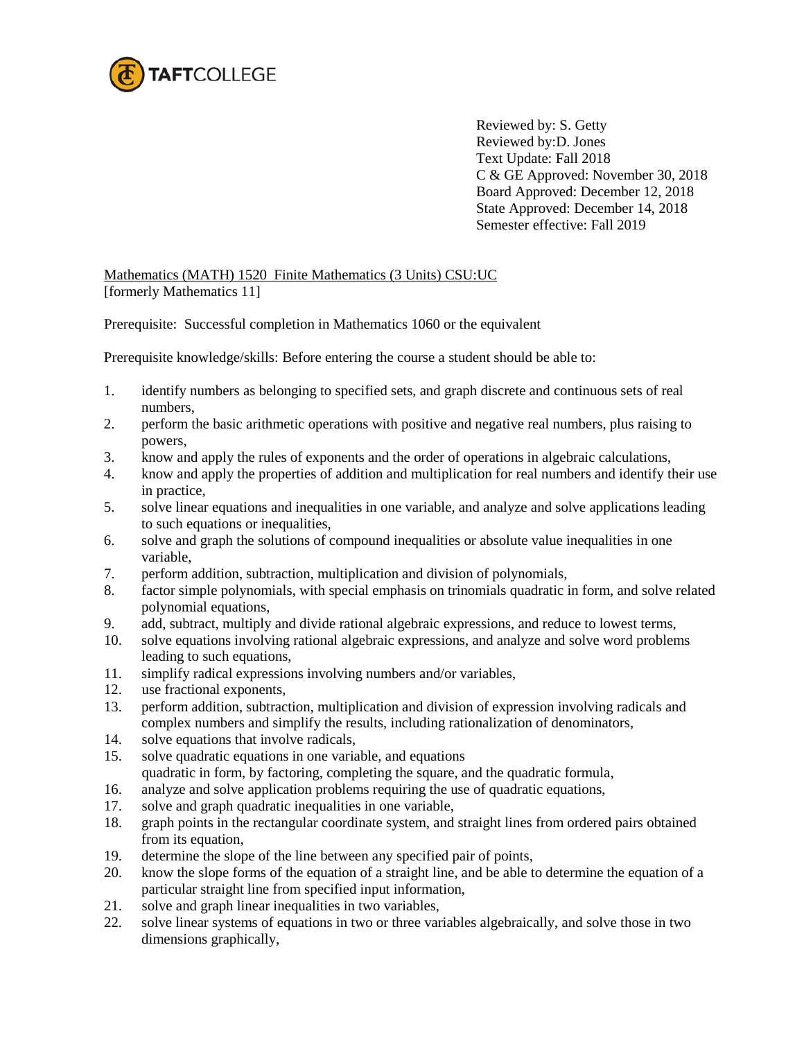TAFTCOLLEGE

Reviewed by: S. Getty
Reviewed by:D. Jones
Text Update: Fall 2018
C & GE Approved: November 30, 2018
Board Approved: December 12, 2018
State Approved: December 14, 2018
Semester effective: Fall 2019

Mathematics (MATH) 1520 Finite Mathematics (3 Units) CSU:UC
[formerly Mathematics 11]

Prerequisite: Successful completion in Mathematics 1060 or the equivalent

Prerequisite knowledge/skills: Before entering the course a student should be able to:

1. identify numbers as belonging to specified sets, and graph discrete and continuous sets of real numbers,
2. perform the basic arithmetic operations with positive and negative real numbers, plus raising to powers,
3. know and apply the rules of exponents and the order of operations in algebraic calculations,
4. know and apply the properties of addition and multiplication for real numbers and identify their use in practice,
5. solve linear equations and inequalities in one variable, and analyze and solve applications leading to such equations or inequalities,
6. solve and graph the solutions of compound inequalities or absolute value inequalities in one variable,
7. perform addition, subtraction, multiplication and division of polynomials,
8. factor simple polynomials, with special emphasis on trinomials quadratic in form, and solve related polynomial equations,
9. add, subtract, multiply and divide rational algebraic expressions, and reduce to lowest terms,
10. solve equations involving rational algebraic expressions, and analyze and solve word problems leading to such equations,
11. simplify radical expressions involving numbers and/or variables,
12. use fractional exponents,
13. perform addition, subtraction, multiplication and division of expression involving radicals and complex numbers and simplify the results, including rationalization of denominators,
14. solve equations that involve radicals,
15. solve quadratic equations in one variable, and equations quadratic in form, by factoring, completing the square, and the quadratic formula,
16. analyze and solve application problems requiring the use of quadratic equations,
17. solve and graph quadratic inequalities in one variable,
18. graph points in the rectangular coordinate system, and straight lines from ordered pairs obtained from its equation,
19. determine the slope of the line between any specified pair of points,
20. know the slope forms of the equation of a straight line, and be able to determine the equation of a particular straight line from specified input information,
21. solve and graph linear inequalities in two variables,
22. solve linear systems of equations in two or three variables algebraically, and solve those in two dimensions graphically,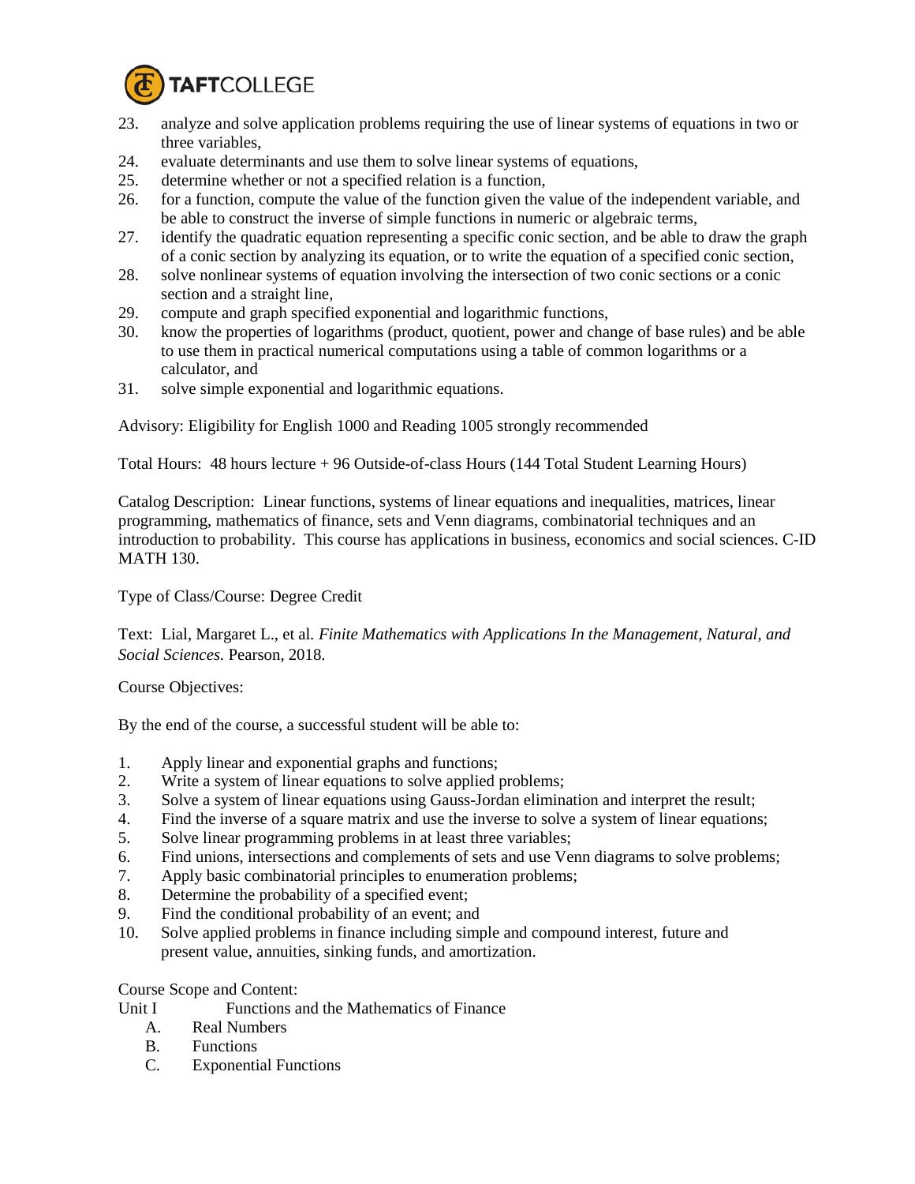23. analyze and solve application problems requiring the use of linear systems of equations in two or three variables,
24. evaluate determinants and use them to solve linear systems of equations,
25. determine whether or not a specified relation is a function,
26. for a function, compute the value of the function given the value of the independent variable, and be able to construct the inverse of simple functions in numeric or algebraic terms,
27. identify the quadratic equation representing a specific conic section, and be able to draw the graph of a conic section by analyzing its equation, or to write the equation of a specified conic section,
28. solve nonlinear systems of equation involving the intersection of two conic sections or a conic section and a straight line,
29. compute and graph specified exponential and logarithmic functions,
30. know the properties of logarithms (product, quotient, power and change of base rules) and be able to use them in practical numerical computations using a table of common logarithms or a calculator, and
31. solve simple exponential and logarithmic equations.

Advisory: Eligibility for English 1000 and Reading 1005 strongly recommended

Total Hours: 48 hours lecture + 96 Outside-of-class Hours (144 Total Student Learning Hours)

Catalog Description: Linear functions, systems of linear equations and inequalities, matrices, linear programming, mathematics of finance, sets and Venn diagrams, combinatorial techniques and an introduction to probability. This course has applications in business, economics and social sciences. C-ID MATH 130.

Type of Class/Course: Degree Credit

Text: Lial, Margaret L., et al. *Finite Mathematics with Applications In the Management, Natural, and Social Sciences.* Pearson, 2018.

Course Objectives:

By the end of the course, a successful student will be able to:

1. Apply linear and exponential graphs and functions;
2. Write a system of linear equations to solve applied problems;
3. Solve a system of linear equations using Gauss-Jordan elimination and interpret the result;
4. Find the inverse of a square matrix and use the inverse to solve a system of linear equations;
5. Solve linear programming problems in at least three variables;
6. Find unions, intersections and complements of sets and use Venn diagrams to solve problems;
7. Apply basic combinatorial principles to enumeration problems;
8. Determine the probability of a specified event;
9. Find the conditional probability of an event; and
10. Solve applied problems in finance including simple and compound interest, future and present value, annuities, sinking funds, and amortization.

Course Scope and Content:

Unit I Functions and the Mathematics of Finance

A. Real Numbers
B. Functions
C. Exponential Functions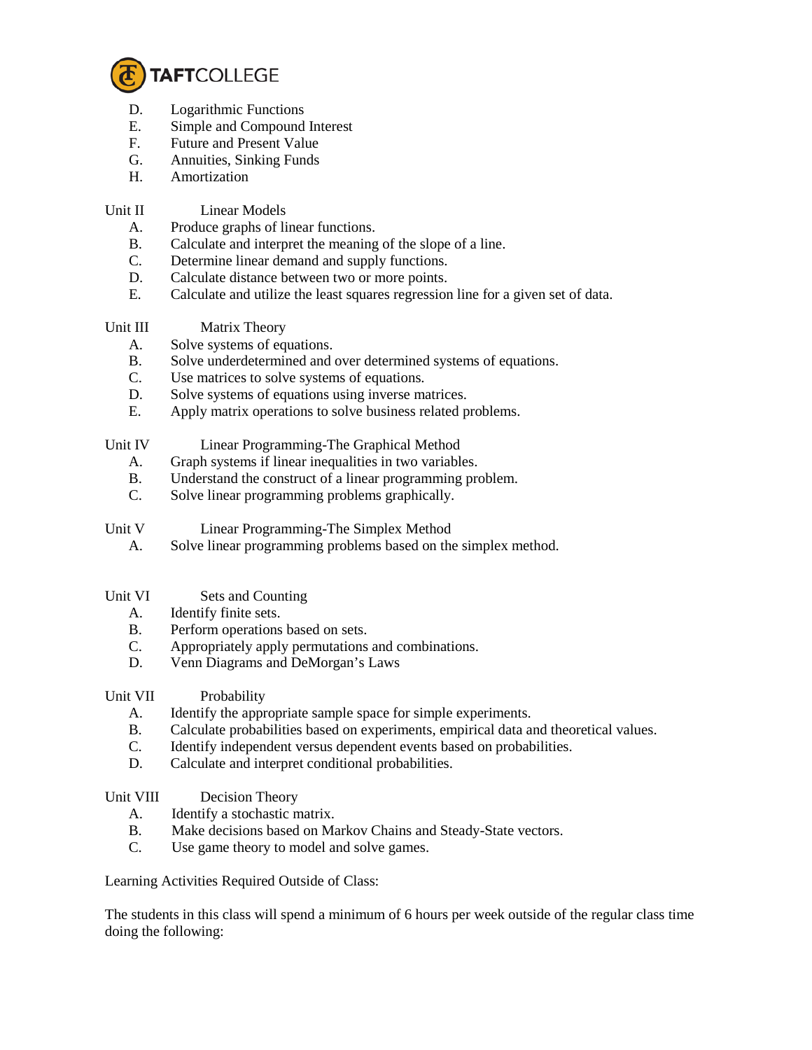D. Logarithmic Functions
E. Simple and Compound Interest
F. Future and Present Value
G. Annuities, Sinking Funds
H. Amortization

Unit II Linear Models

A. Produce graphs of linear functions.
B. Calculate and interpret the meaning of the slope of a line.
C. Determine linear demand and supply functions.
D. Calculate distance between two or more points.
E. Calculate and utilize the least squares regression line for a given set of data.

Unit III Matrix Theory

A. Solve systems of equations.
B. Solve underdetermined and over determined systems of equations.
C. Use matrices to solve systems of equations.
D. Solve systems of equations using inverse matrices.
E. Apply matrix operations to solve business related problems.

Unit IV Linear Programming-The Graphical Method

A. Graph systems if linear inequalities in two variables.
B. Understand the construct of a linear programming problem.
C. Solve linear programming problems graphically.

Unit V Linear Programming-The Simplex Method

A. Solve linear programming problems based on the simplex method.

Unit VI Sets and Counting

A. Identify finite sets.
B. Perform operations based on sets.
C. Appropriately apply permutations and combinations.
D. Venn Diagrams and DeMorgan's Laws

Unit VII Probability

A. Identify the appropriate sample space for simple experiments.
B. Calculate probabilities based on experiments, empirical data and theoretical values.
C. Identify independent versus dependent events based on probabilities.
D. Calculate and interpret conditional probabilities.

Unit VIII Decision Theory

A. Identify a stochastic matrix.
B. Make decisions based on Markov Chains and Steady-State vectors.
C. Use game theory to model and solve games.

Learning Activities Required Outside of Class:

The students in this class will spend a minimum of 6 hours per week outside of the regular class time doing the following: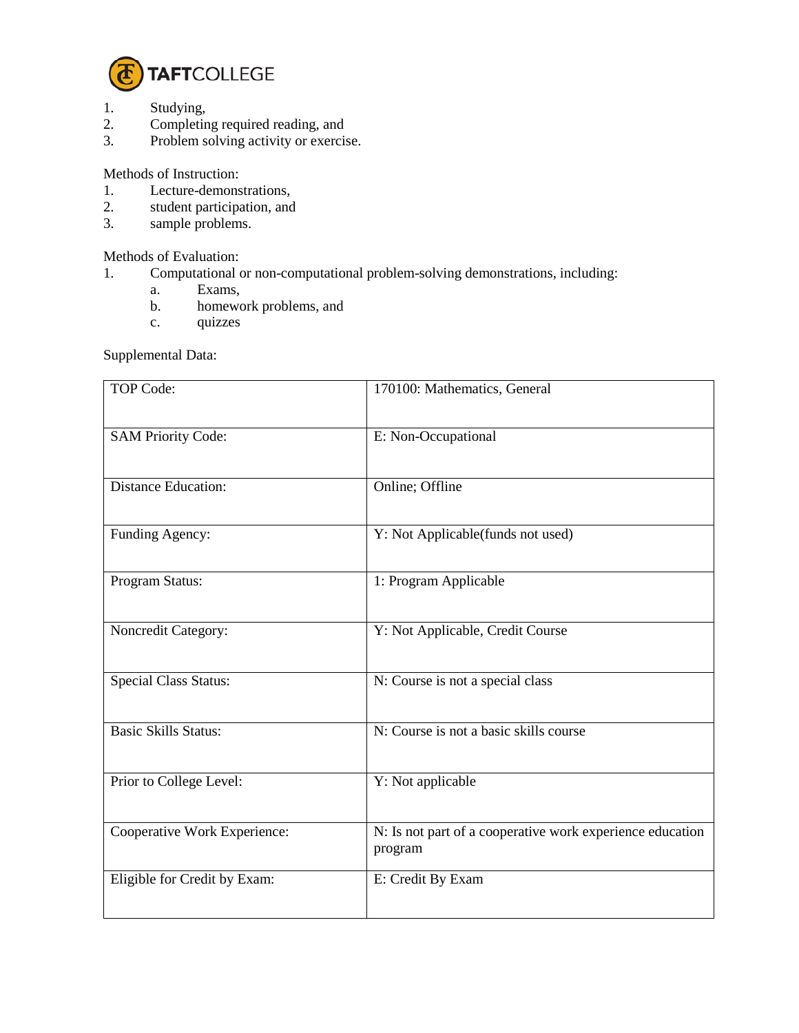1. Studying,
2. Completing required reading, and
3. Problem solving activity or exercise.

Methods of Instruction:
1. Lecture-demonstrations,
2. student participation, and
3. sample problems.

Methods of Evaluation:
1. Computational or non-computational problem-solving demonstrations, including:
    a. Exams,
    b. homework problems, and
    c. quizzes

Supplemental Data:

| | |
|---|---|
| TOP Code: | 170100: Mathematics, General |
| SAM Priority Code: | E: Non-Occupational |
| Distance Education: | Online; Offline |
| Funding Agency: | Y: Not Applicable(funds not used) |
| Program Status: | 1: Program Applicable |
| Noncredit Category: | Y: Not Applicable, Credit Course |
| Special Class Status: | N: Course is not a special class |
| Basic Skills Status: | N: Course is not a basic skills course |
| Prior to College Level: | Y: Not applicable |
| Cooperative Work Experience: | N: Is not part of a cooperative work experience education program |
| Eligible for Credit by Exam: | E: Credit By Exam |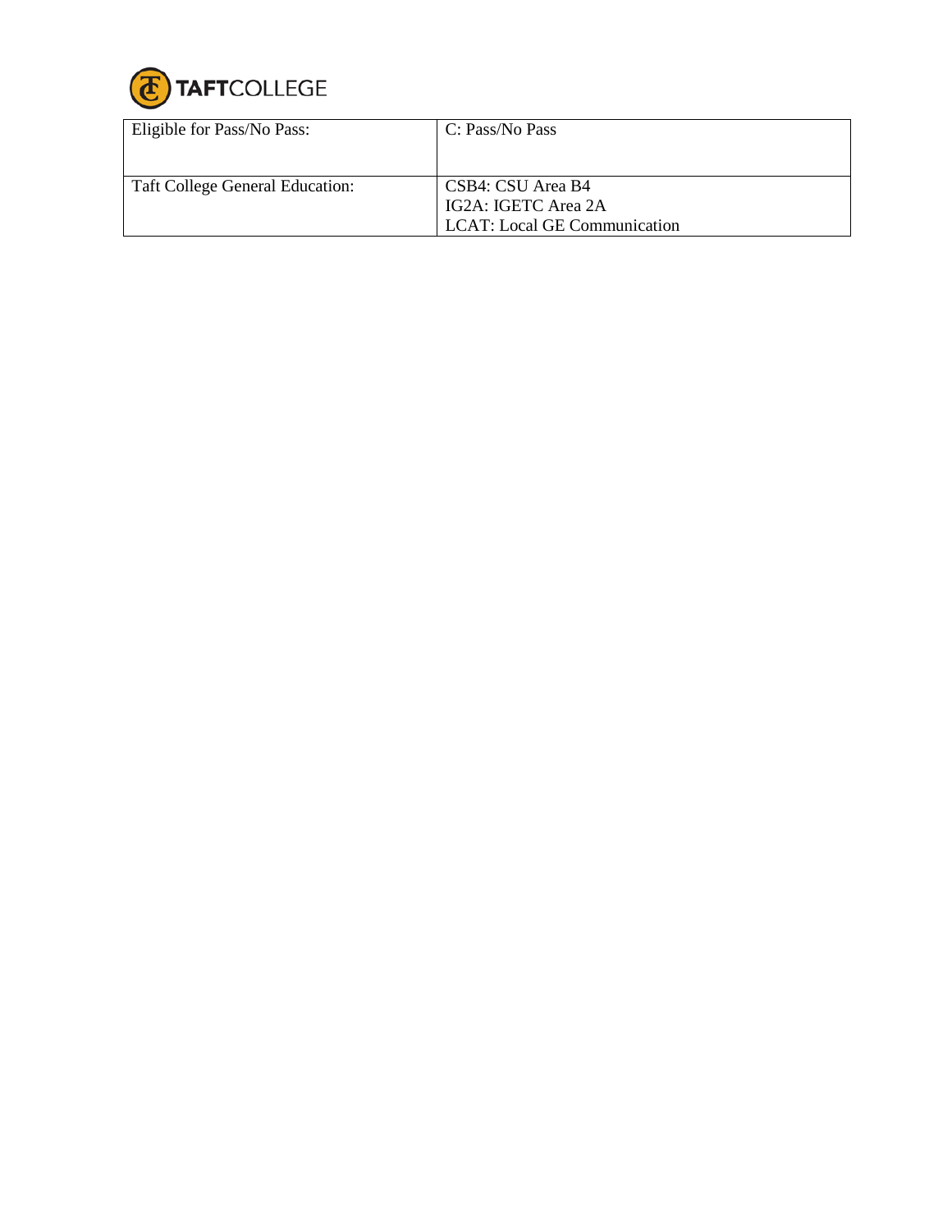| | |
|---|---|
| Eligible for Pass/No Pass: | C: Pass/No Pass |
| Taft College General Education: | CSB4: CSU Area B4<br>IG2A: IGETC Area 2A<br>LCAT: Local GE Communication |